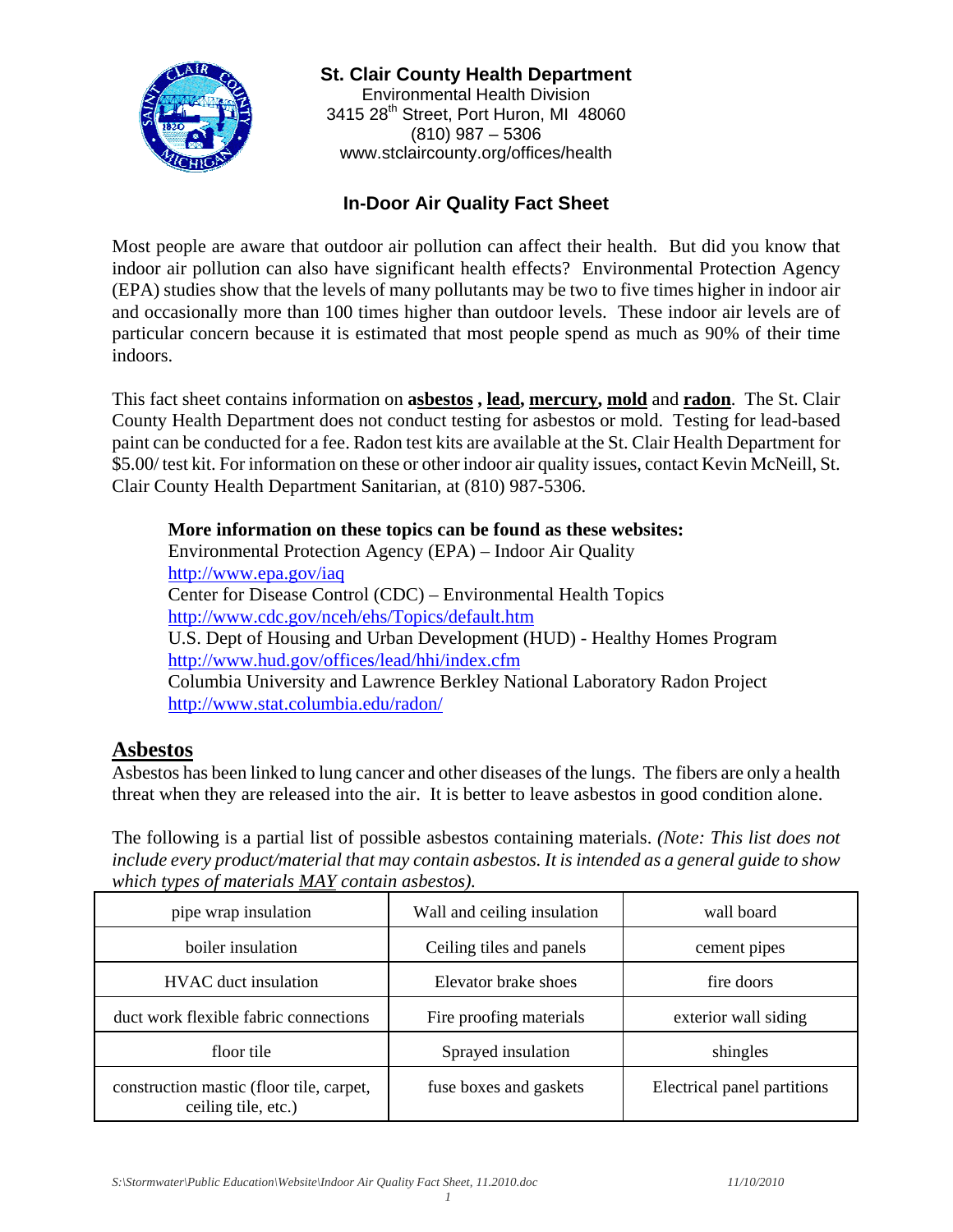**St. Clair County Health Department**
Environmental Health Division
3415 28th Street, Port Huron, MI 48060
(810) 987 – 5306
www.stclaircounty.org/offices/health

# In-Door Air Quality Fact Sheet

Most people are aware that outdoor air pollution can affect their health. But did you know that indoor air pollution can also have significant health effects? Environmental Protection Agency (EPA) studies show that the levels of many pollutants may be two to five times higher in indoor air and occasionally more than 100 times higher than outdoor levels. These indoor air levels are of particular concern because it is estimated that most people spend as much as 90% of their time indoors.

This fact sheet contains information on **asbestos** , **lead**, **mercury**, **mold** and **radon**. The St. Clair County Health Department does not conduct testing for asbestos or mold. Testing for lead-based paint can be conducted for a fee. Radon test kits are available at the St. Clair Health Department for $5.00/ test kit. For information on these or other indoor air quality issues, contact Kevin McNeill, St. Clair County Health Department Sanitarian, at (810) 987-5306.

**More information on these topics can be found as these websites:**
Environmental Protection Agency (EPA) – Indoor Air Quality
http://www.epa.gov/iaq
Center for Disease Control (CDC) – Environmental Health Topics
http://www.cdc.gov/nceh/ehs/Topics/default.htm
U.S. Dept of Housing and Urban Development (HUD) - Healthy Homes Program
http://www.hud.gov/offices/lead/hhi/index.cfm
Columbia University and Lawrence Berkley National Laboratory Radon Project
http://www.stat.columbia.edu/radon/

## Asbestos

Asbestos has been linked to lung cancer and other diseases of the lungs. The fibers are only a health threat when they are released into the air. It is better to leave asbestos in good condition alone.

The following is a partial list of possible asbestos containing materials. *(Note: This list does not include every product/material that may contain asbestos. It is intended as a general guide to show which types of materials MAY contain asbestos).*

| | | |
|---|---|---|
| pipe wrap insulation | Wall and ceiling insulation | wall board |
| boiler insulation | Ceiling tiles and panels | cement pipes |
| HVAC duct insulation | Elevator brake shoes | fire doors |
| duct work flexible fabric connections | Fire proofing materials | exterior wall siding |
| floor tile | Sprayed insulation | shingles |
| construction mastic (floor tile, carpet, ceiling tile, etc.) | fuse boxes and gaskets | Electrical panel partitions |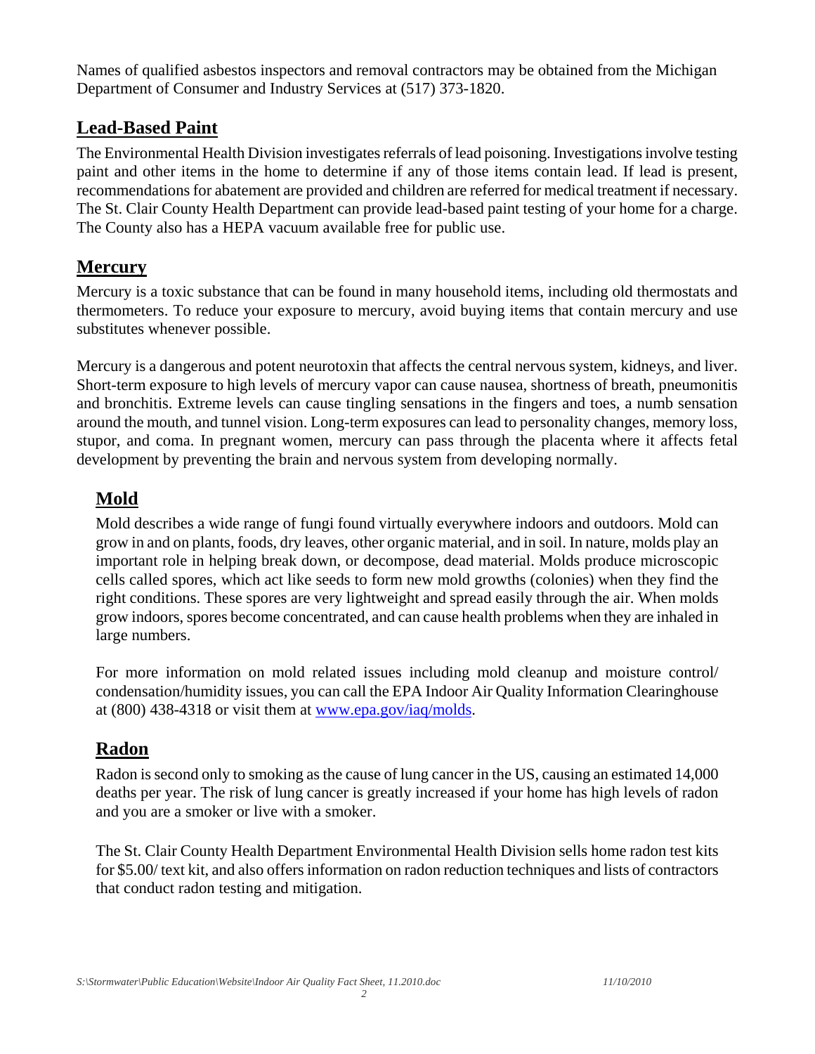Names of qualified asbestos inspectors and removal contractors may be obtained from the Michigan Department of Consumer and Industry Services at (517) 373-1820.

## Lead-Based Paint

The Environmental Health Division investigates referrals of lead poisoning. Investigations involve testing paint and other items in the home to determine if any of those items contain lead. If lead is present, recommendations for abatement are provided and children are referred for medical treatment if necessary. The St. Clair County Health Department can provide lead-based paint testing of your home for a charge. The County also has a HEPA vacuum available free for public use.

## Mercury

Mercury is a toxic substance that can be found in many household items, including old thermostats and thermometers. To reduce your exposure to mercury, avoid buying items that contain mercury and use substitutes whenever possible.

Mercury is a dangerous and potent neurotoxin that affects the central nervous system, kidneys, and liver. Short-term exposure to high levels of mercury vapor can cause nausea, shortness of breath, pneumonitis and bronchitis. Extreme levels can cause tingling sensations in the fingers and toes, a numb sensation around the mouth, and tunnel vision. Long-term exposures can lead to personality changes, memory loss, stupor, and coma. In pregnant women, mercury can pass through the placenta where it affects fetal development by preventing the brain and nervous system from developing normally.

## Mold

Mold describes a wide range of fungi found virtually everywhere indoors and outdoors. Mold can grow in and on plants, foods, dry leaves, other organic material, and in soil. In nature, molds play an important role in helping break down, or decompose, dead material. Molds produce microscopic cells called spores, which act like seeds to form new mold growths (colonies) when they find the right conditions. These spores are very lightweight and spread easily through the air. When molds grow indoors, spores become concentrated, and can cause health problems when they are inhaled in large numbers.

For more information on mold related issues including mold cleanup and moisture control/ condensation/humidity issues, you can call the EPA Indoor Air Quality Information Clearinghouse at (800) 438-4318 or visit them at [www.epa.gov/iaq/molds](http://www.epa.gov/iaq/molds).

## Radon

Radon is second only to smoking as the cause of lung cancer in the US, causing an estimated 14,000 deaths per year. The risk of lung cancer is greatly increased if your home has high levels of radon and you are a smoker or live with a smoker.

The St. Clair County Health Department Environmental Health Division sells home radon test kits for $5.00/ text kit, and also offers information on radon reduction techniques and lists of contractors that conduct radon testing and mitigation.